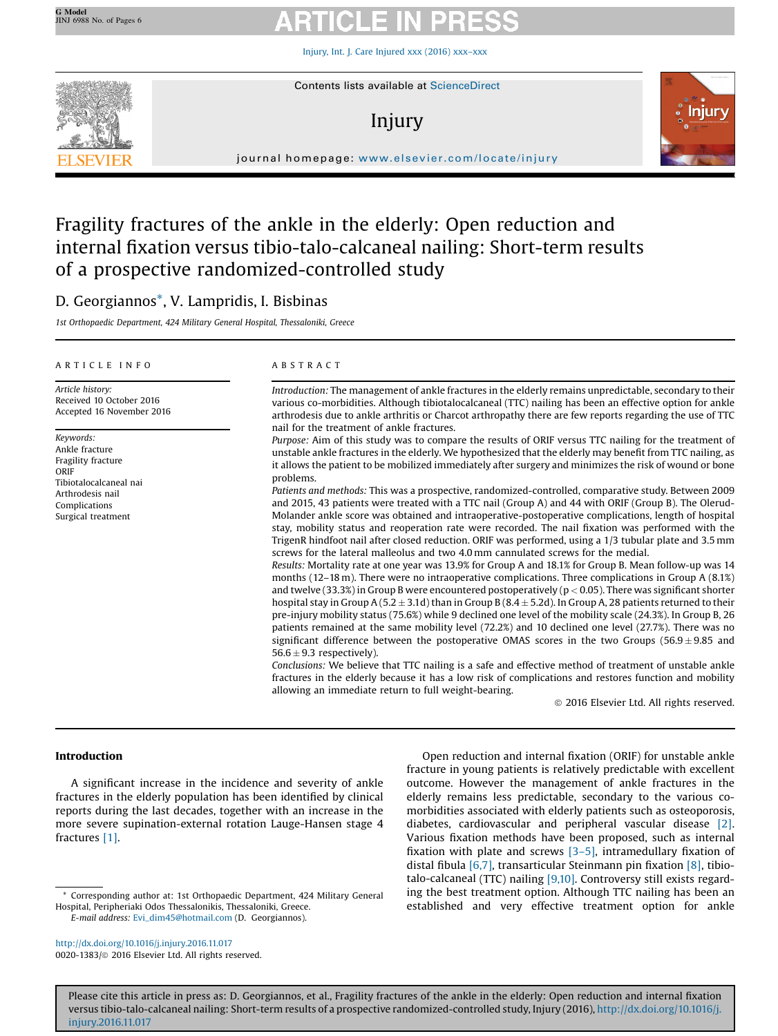# Fragility fractures of the ankle in the elderly: Open reduction and internal fixation versus tibio-talo-calcaneal nailing: Short-term results of a prospective randomized-controlled study

D. Georgiannos*, V. Lampridis, I. Bisbinas

*1st Orthopaedic Department, 424 Military General Hospital, Thessaloniki, Greece*

## ARTICLE INFO

*Article history:*
Received 10 October 2016
Accepted 16 November 2016

*Keywords:*
Ankle fracture
Fragility fracture
ORIF
Tibiotalocalcaneal nai
Arthrodesis nail
Complications
Surgical treatment

## ABSTRACT

*Introduction:* The management of ankle fractures in the elderly remains unpredictable, secondary to their various co-morbidities. Although tibiotalocalcaneal (TTC) nailing has been an effective option for ankle arthrodesis due to ankle arthritis or Charcot arthropathy there are few reports regarding the use of TTC nail for the treatment of ankle fractures.

*Purpose:* Aim of this study was to compare the results of ORIF versus TTC nailing for the treatment of unstable ankle fractures in the elderly. We hypothesized that the elderly may benefit from TTC nailing, as it allows the patient to be mobilized immediately after surgery and minimizes the risk of wound or bone problems.

*Patients and methods:* This was a prospective, randomized-controlled, comparative study. Between 2009 and 2015, 43 patients were treated with a TTC nail (Group A) and 44 with ORIF (Group B). The Olerud-Molander ankle score was obtained and intraoperative-postoperative complications, length of hospital stay, mobility status and reoperation rate were recorded. The nail fixation was performed with the TrigenR hindfoot nail after closed reduction. ORIF was performed, using a 1/3 tubular plate and 3.5 mm screws for the lateral malleolus and two 4.0 mm cannulated screws for the medial.

*Results:* Mortality rate at one year was 13.9% for Group A and 18.1% for Group B. Mean follow-up was 14 months (12–18 m). There were no intraoperative complications. Three complications in Group A (8.1%) and twelve (33.3%) in Group B were encountered postoperatively ($p < 0.05$). There was significant shorter hospital stay in Group A ($5.2 \pm 3.1$d) than in Group B ($8.4 \pm 5.2$d). In Group A, 28 patients returned to their pre-injury mobility status (75.6%) while 9 declined one level of the mobility scale (24.3%). In Group B, 26 patients remained at the same mobility level (72.2%) and 10 declined one level (27.7%). There was no significant difference between the postoperative OMAS scores in the two Groups ($56.9 \pm 9.85$ and $56.6 \pm 9.3$ respectively).

*Conclusions:* We believe that TTC nailing is a safe and effective method of treatment of unstable ankle fractures in the elderly because it has a low risk of complications and restores function and mobility allowing an immediate return to full weight-bearing.

© 2016 Elsevier Ltd. All rights reserved.

## Introduction

A significant increase in the incidence and severity of ankle fractures in the elderly population has been identified by clinical reports during the last decades, together with an increase in the more severe supination-external rotation Lauge-Hansen stage 4 fractures [1].

Open reduction and internal fixation (ORIF) for unstable ankle fracture in young patients is relatively predictable with excellent outcome. However the management of ankle fractures in the elderly remains less predictable, secondary to the various co-morbidities associated with elderly patients such as osteoporosis, diabetes, cardiovascular and peripheral vascular disease [2]. Various fixation methods have been proposed, such as internal fixation with plate and screws [3–5], intramedullary fixation of distal fibula [6,7], transarticular Steinmann pin fixation [8], tibio-talo-calcaneal (TTC) nailing [9,10]. Controversy still exists regarding the best treatment option. Although TTC nailing has been an established and very effective treatment option for ankle

* Corresponding author at: 1st Orthopaedic Department, 424 Military General Hospital, Peripheriaki Odos Thessalonikis, Thessaloniki, Greece.
*E-mail address:* Evi_dim45@hotmail.com (D. Georgiannos).

http://dx.doi.org/10.1016/j.injury.2016.11.017
0020-1383/© 2016 Elsevier Ltd. All rights reserved.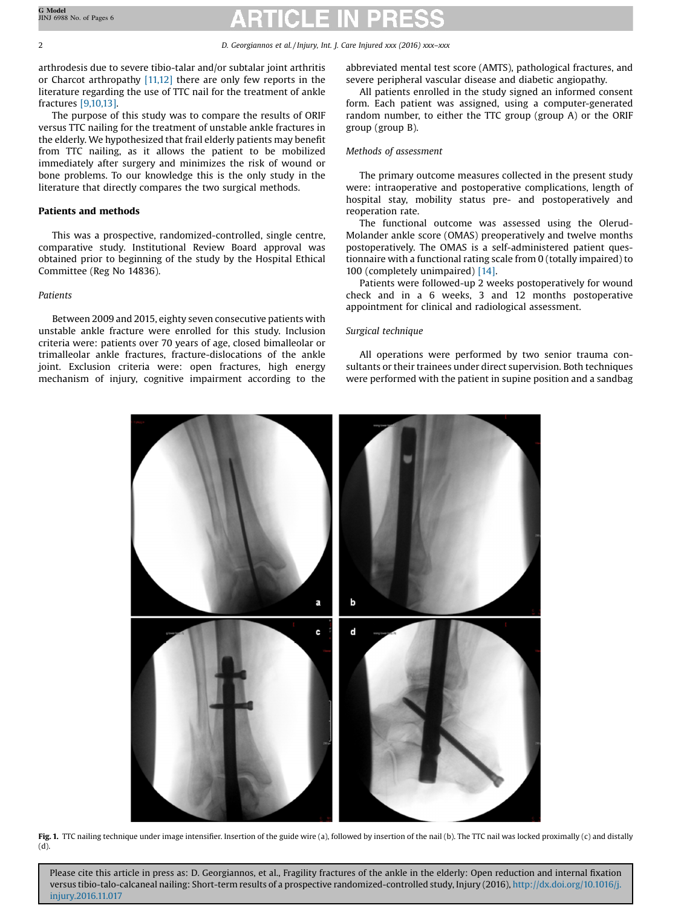arthrodesis due to severe tibio-talar and/or subtalar joint arthritis or Charcot arthropathy [11,12] there are only few reports in the literature regarding the use of TTC nail for the treatment of ankle fractures [9,10,13].

The purpose of this study was to compare the results of ORIF versus TTC nailing for the treatment of unstable ankle fractures in the elderly. We hypothesized that frail elderly patients may benefit from TTC nailing, as it allows the patient to be mobilized immediately after surgery and minimizes the risk of wound or bone problems. To our knowledge this is the only study in the literature that directly compares the two surgical methods.

## Patients and methods

This was a prospective, randomized-controlled, single centre, comparative study. Institutional Review Board approval was obtained prior to beginning of the study by the Hospital Ethical Committee (Reg No 14836).

### *Patients*

Between 2009 and 2015, eighty seven consecutive patients with unstable ankle fracture were enrolled for this study. Inclusion criteria were: patients over 70 years of age, closed bimalleolar or trimalleolar ankle fractures, fracture-dislocations of the ankle joint. Exclusion criteria were: open fractures, high energy mechanism of injury, cognitive impairment according to the abbreviated mental test score (AMTS), pathological fractures, and severe peripheral vascular disease and diabetic angiopathy.

All patients enrolled in the study signed an informed consent form. Each patient was assigned, using a computer-generated random number, to either the TTC group (group A) or the ORIF group (group B).

### *Methods of assessment*

The primary outcome measures collected in the present study were: intraoperative and postoperative complications, length of hospital stay, mobility status pre- and postoperatively and reoperation rate.

The functional outcome was assessed using the Olerud-Molander ankle score (OMAS) preoperatively and twelve months postoperatively. The OMAS is a self-administered patient questionnaire with a functional rating scale from 0 (totally impaired) to 100 (completely unimpaired) [14].

Patients were followed-up 2 weeks postoperatively for wound check and in a 6 weeks, 3 and 12 months postoperative appointment for clinical and radiological assessment.

### *Surgical technique*

All operations were performed by two senior trauma consultants or their trainees under direct supervision. Both techniques were performed with the patient in supine position and a sandbag

**Fig. 1.** TTC nailing technique under image intensifier. Insertion of the guide wire (a), followed by insertion of the nail (b). The TTC nail was locked proximally (c) and distally (d).

Please cite this article in press as: D. Georgiannos, et al., Fragility fractures of the ankle in the elderly: Open reduction and internal fixation versus tibio-talo-calcaneal nailing: Short-term results of a prospective randomized-controlled study, Injury (2016), http://dx.doi.org/10.1016/j.injury.2016.11.017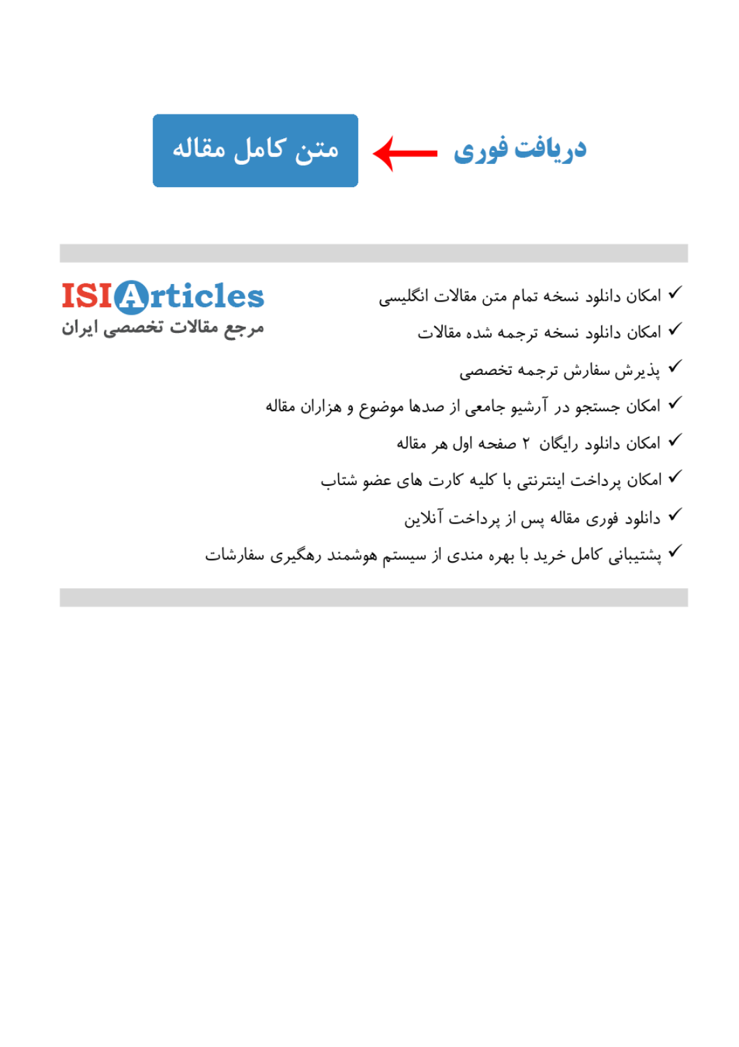دریافت فوری ← متن کامل مقاله

**ISIArticles**
مرجع مقالات تخصصی ایران

- ✓ امکان دانلود نسخه تمام متن مقالات انگلیسی
- ✓ امکان دانلود نسخه ترجمه شده مقالات
- ✓ پذیرش سفارش ترجمه تخصصی
- ✓ امکان جستجو در آرشیو جامعی از صدها موضوع و هزاران مقاله
- ✓ امکان دانلود رایگان ۲ صفحه اول هر مقاله
- ✓ امکان پرداخت اینترنتی با کلیه کارت های عضو شتاب
- ✓ دانلود فوری مقاله پس از پرداخت آنلاین
- ✓ پشتیبانی کامل خرید با بهره مندی از سیستم هوشمند رهگیری سفارشات